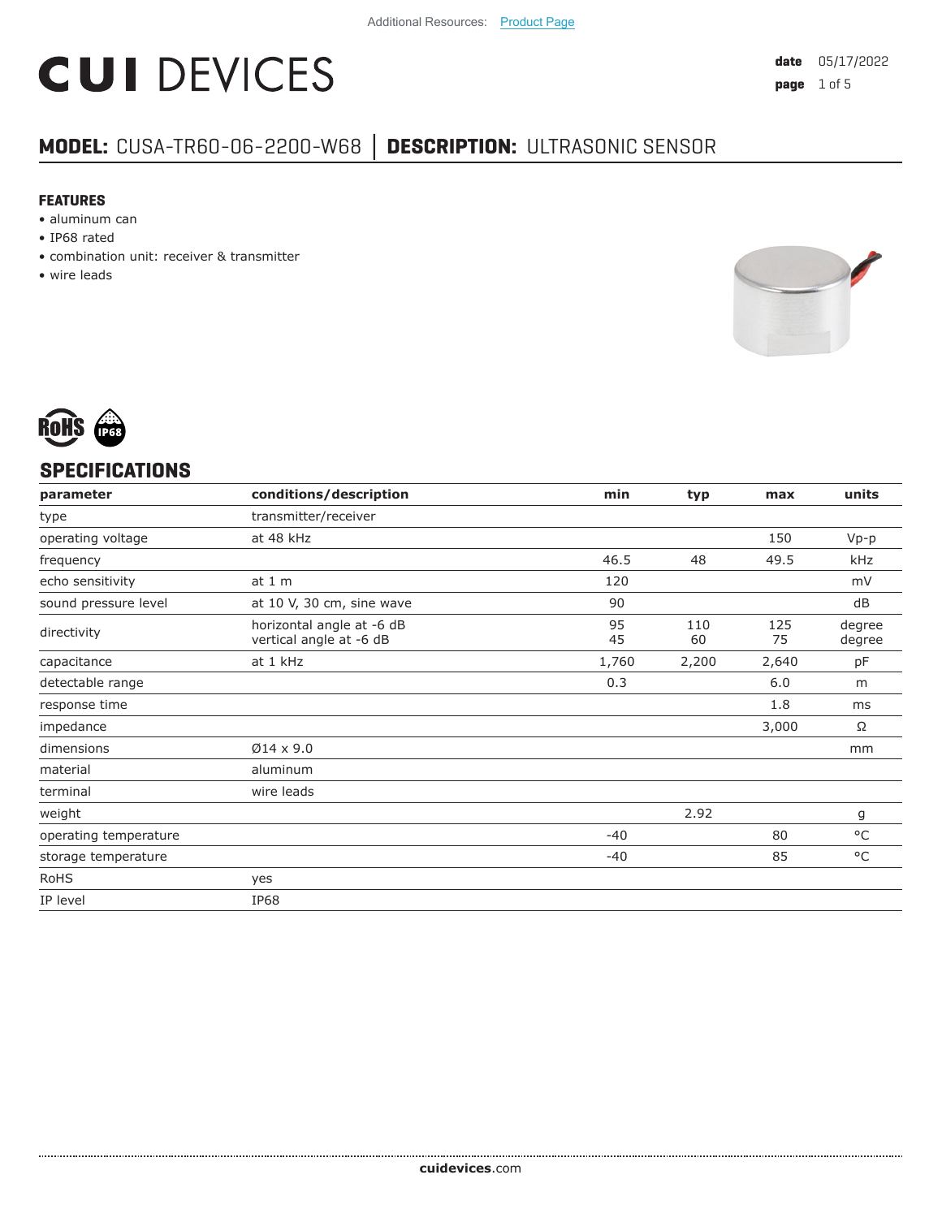Additional Resources: Product Page

# CUI DEVICES

date 05/17/2022

## MODEL: CUSA-TR60-06-2200-W68 │ DESCRIPTION: ULTRASONIC SENSOR

### FEATURES

- aluminum can
- IP68 rated
- combination unit: receiver & transmitter
- wire leads

## SPECIFICATIONS

| parameter | conditions/description | min | typ | max | units |
|---|---|---|---|---|---|
| type | transmitter/receiver | | | | |
| operating voltage | at 48 kHz | | | 150 | Vp-p |
| frequency | | 46.5 | 48 | 49.5 | kHz |
| echo sensitivity | at 1 m | 120 | | | mV |
| sound pressure level | at 10 V, 30 cm, sine wave | 90 | | | dB |
| directivity | horizontal angle at -6 dB<br>vertical angle at -6 dB | 95<br>45 | 110<br>60 | 125<br>75 | degree<br>degree |
| capacitance | at 1 kHz | 1,760 | 2,200 | 2,640 | pF |
| detectable range | | 0.3 | | 6.0 | m |
| response time | | | | 1.8 | ms |
| impedance | | | | 3,000 | Ω |
| dimensions | Ø14 x 9.0 | | | | mm |
| material | aluminum | | | | |
| terminal | wire leads | | | | |
| weight | | | 2.92 | | g |
| operating temperature | | -40 | | 80 | °C |
| storage temperature | | -40 | | 85 | °C |
| RoHS | yes | | | | |
| IP level | IP68 | | | | |

cuidevices.com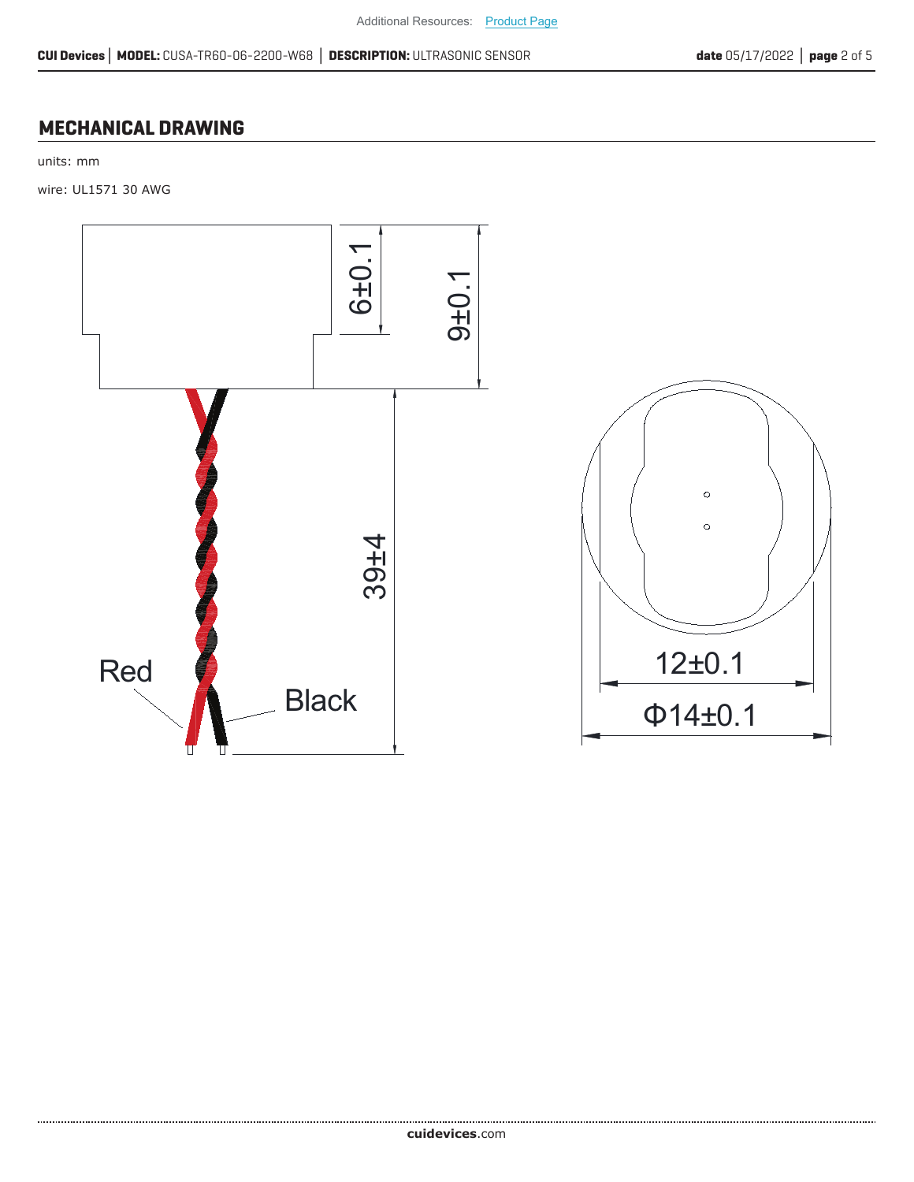## MECHANICAL DRAWING

units: mm

wire: UL1571 30 AWG

6±0.1

9±0.1

39±4

Red

Black

12±0.1

Φ14±0.1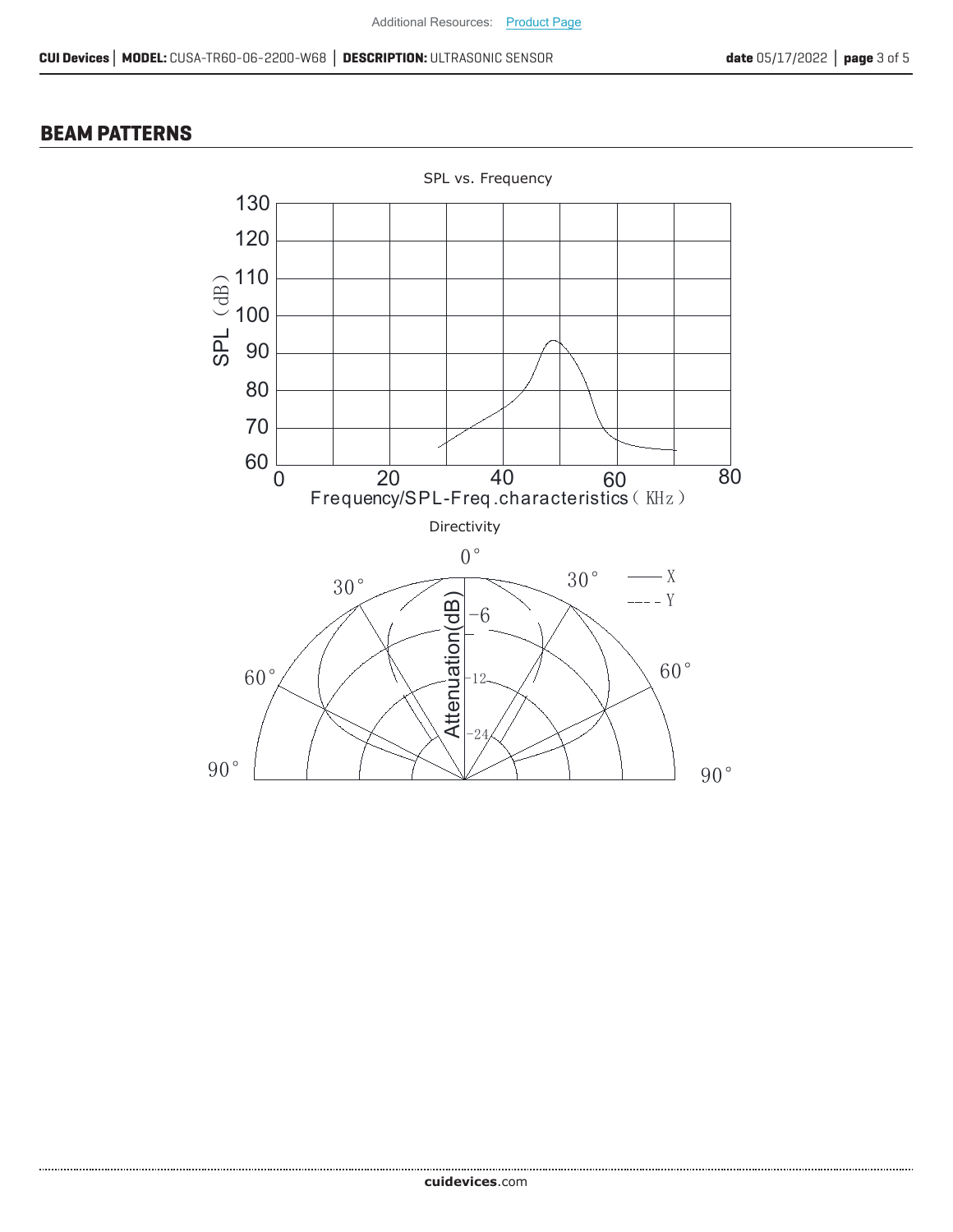## BEAM PATTERNS

SPL vs. Frequency

Directivity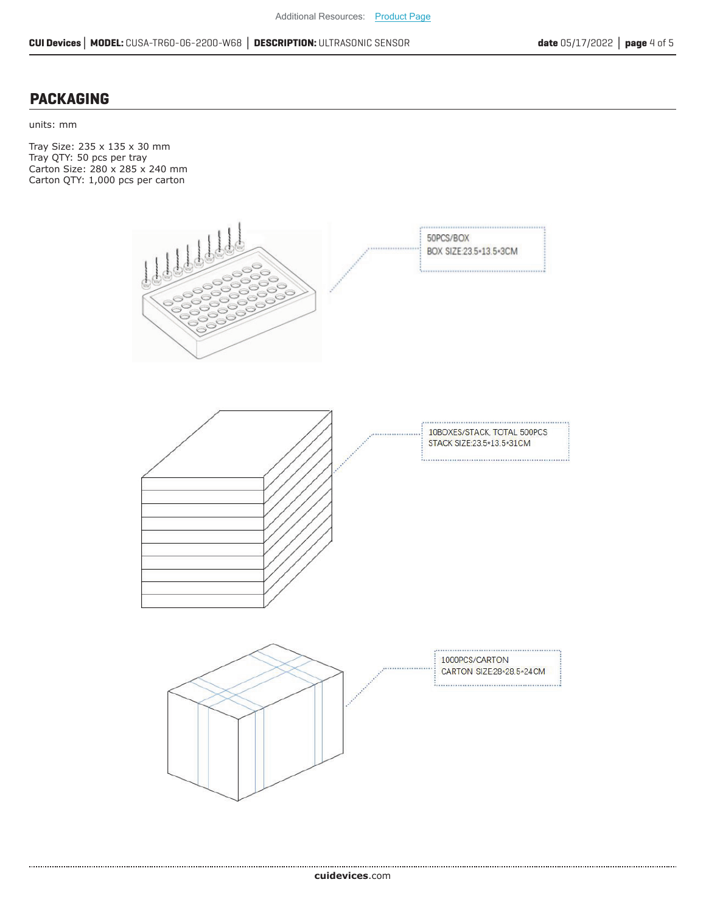## PACKAGING

units: mm

Tray Size: 235 x 135 x 30 mm
Tray QTY: 50 pcs per tray
Carton Size: 280 x 285 x 240 mm
Carton QTY: 1,000 pcs per carton

50PCS/BOX
BOX SIZE:23.5*13.5*3CM

10BOXES/STACK, TOTAL 500PCS
STACK SIZE:23.5*13.5*31CM

1000PCS/CARTON
CARTON SIZE:28*28.5*24CM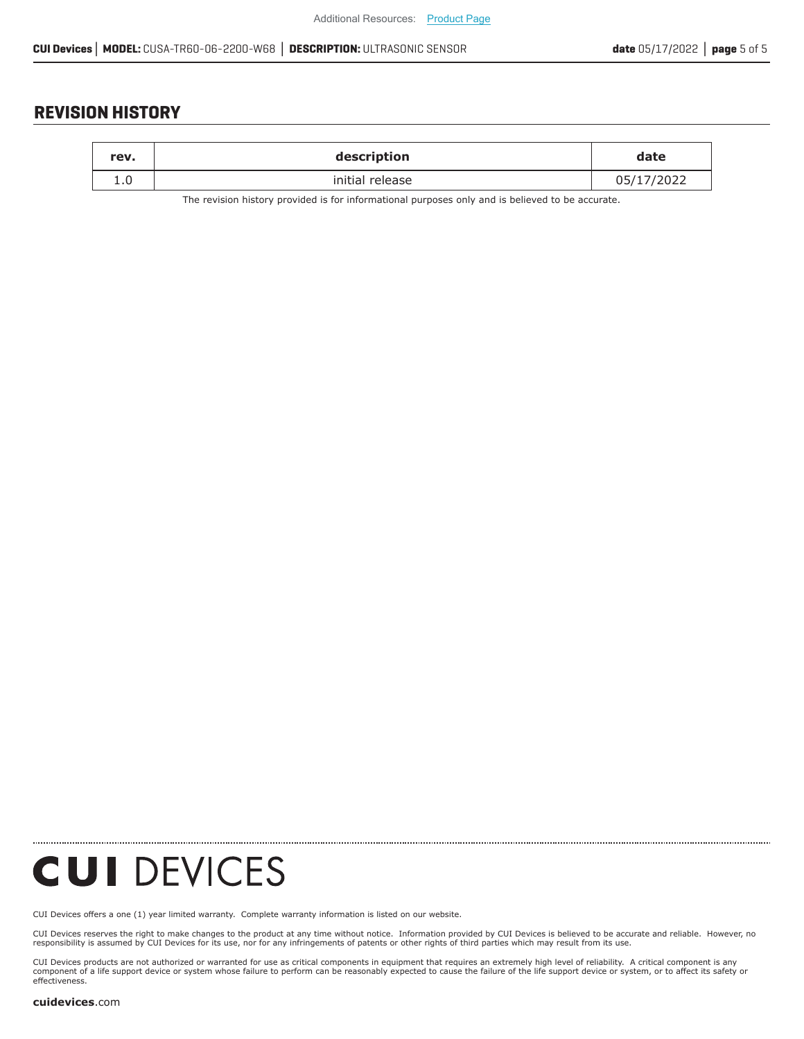## REVISION HISTORY

| rev. | description | date |
| --- | --- | --- |
| 1.0 | initial release | 05/17/2022 |

The revision history provided is for informational purposes only and is believed to be accurate.

**CUI** DEVICES

CUI Devices offers a one (1) year limited warranty. Complete warranty information is listed on our website.

CUI Devices reserves the right to make changes to the product at any time without notice. Information provided by CUI Devices is believed to be accurate and reliable. However, no responsibility is assumed by CUI Devices for its use, nor for any infringements of patents or other rights of third parties which may result from its use.

CUI Devices products are not authorized or warranted for use as critical components in equipment that requires an extremely high level of reliability. A critical component is any component of a life support device or system whose failure to perform can be reasonably expected to cause the failure of the life support device or system, or to affect its safety or effectiveness.

**cuidevices**.com